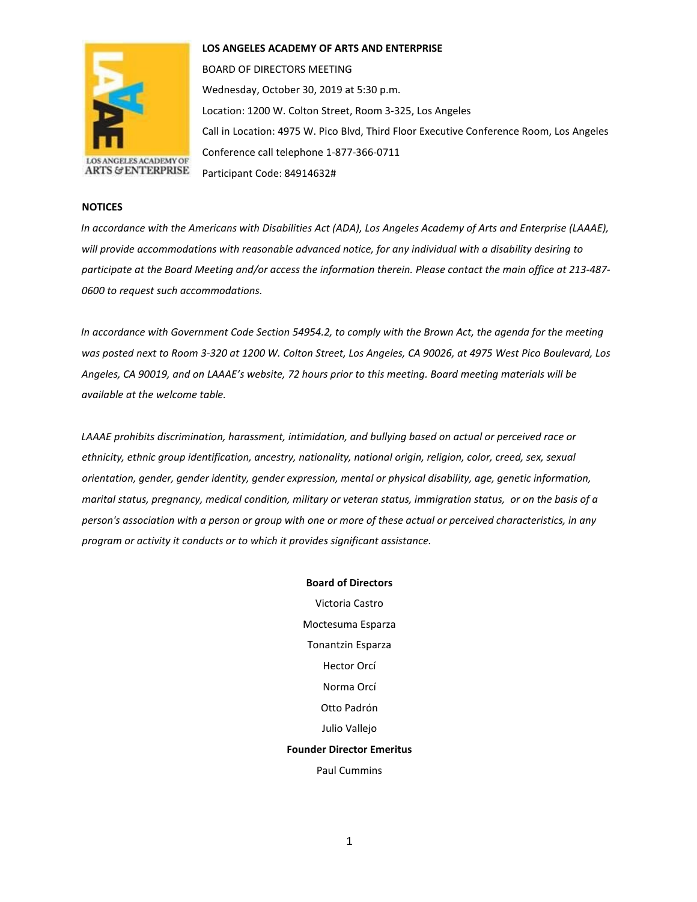**LOS ANGELES ACADEMY OF ARTS AND ENTERPRISE**

BOARD OF DIRECTORS MEETING

Wednesday, October 30, 2019 at 5:30 p.m.

Location: 1200 W. Colton Street, Room 3-325, Los Angeles

Call in Location: 4975 W. Pico Blvd, Third Floor Executive Conference Room, Los Angeles

Conference call telephone 1-877-366-0711

Participant Code: 84914632#

**NOTICES**

*In accordance with the Americans with Disabilities Act (ADA), Los Angeles Academy of Arts and Enterprise (LAAAE), will provide accommodations with reasonable advanced notice, for any individual with a disability desiring to participate at the Board Meeting and/or access the information therein. Please contact the main office at 213-487-0600 to request such accommodations.*

*In accordance with Government Code Section 54954.2, to comply with the Brown Act, the agenda for the meeting was posted next to Room 3-320 at 1200 W. Colton Street, Los Angeles, CA 90026, at 4975 West Pico Boulevard, Los Angeles, CA 90019, and on LAAAE's website, 72 hours prior to this meeting. Board meeting materials will be available at the welcome table.*

*LAAAE prohibits discrimination, harassment, intimidation, and bullying based on actual or perceived race or ethnicity, ethnic group identification, ancestry, nationality, national origin, religion, color, creed, sex, sexual orientation, gender, gender identity, gender expression, mental or physical disability, age, genetic information, marital status, pregnancy, medical condition, military or veteran status, immigration status, or on the basis of a person's association with a person or group with one or more of these actual or perceived characteristics, in any program or activity it conducts or to which it provides significant assistance.*

**Board of Directors**

Victoria Castro

Moctesuma Esparza

Tonantzin Esparza

Hector Orcí

Norma Orcí

Otto Padrón

Julio Vallejo

**Founder Director Emeritus**

Paul Cummins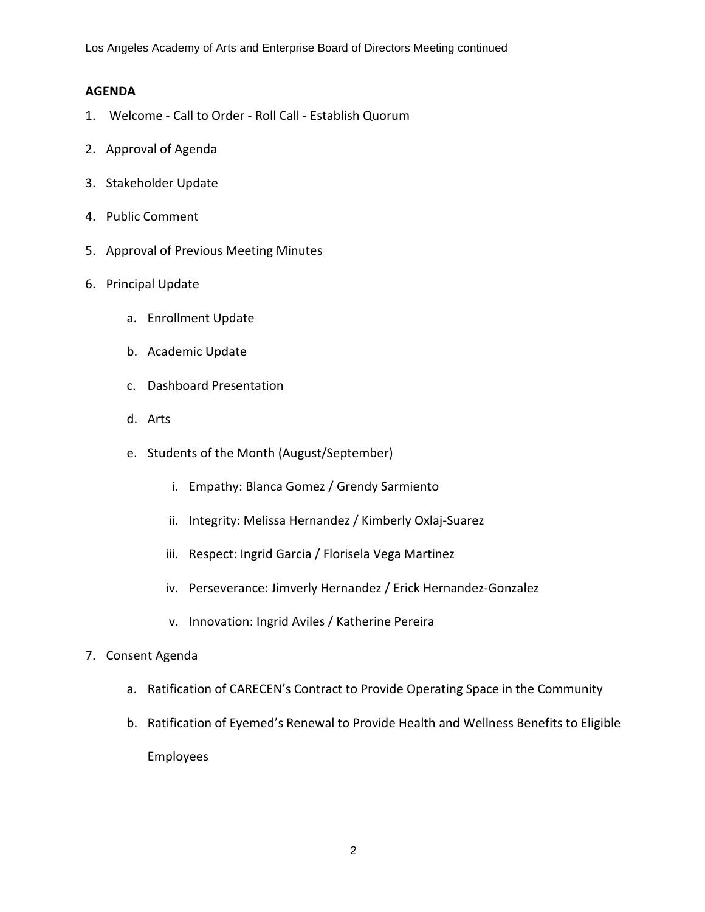**AGENDA**

1. Welcome - Call to Order - Roll Call - Establish Quorum
2. Approval of Agenda
3. Stakeholder Update
4. Public Comment
5. Approval of Previous Meeting Minutes
6. Principal Update
    a. Enrollment Update
    b. Academic Update
    c. Dashboard Presentation
    d. Arts
    e. Students of the Month (August/September)
        i. Empathy: Blanca Gomez / Grendy Sarmiento
        ii. Integrity: Melissa Hernandez / Kimberly Oxlaj-Suarez
        iii. Respect: Ingrid Garcia / Florisela Vega Martinez
        iv. Perseverance: Jimverly Hernandez / Erick Hernandez-Gonzalez
        v. Innovation: Ingrid Aviles / Katherine Pereira
7. Consent Agenda
    a. Ratification of CARECEN's Contract to Provide Operating Space in the Community
    b. Ratification of Eyemed's Renewal to Provide Health and Wellness Benefits to Eligible Employees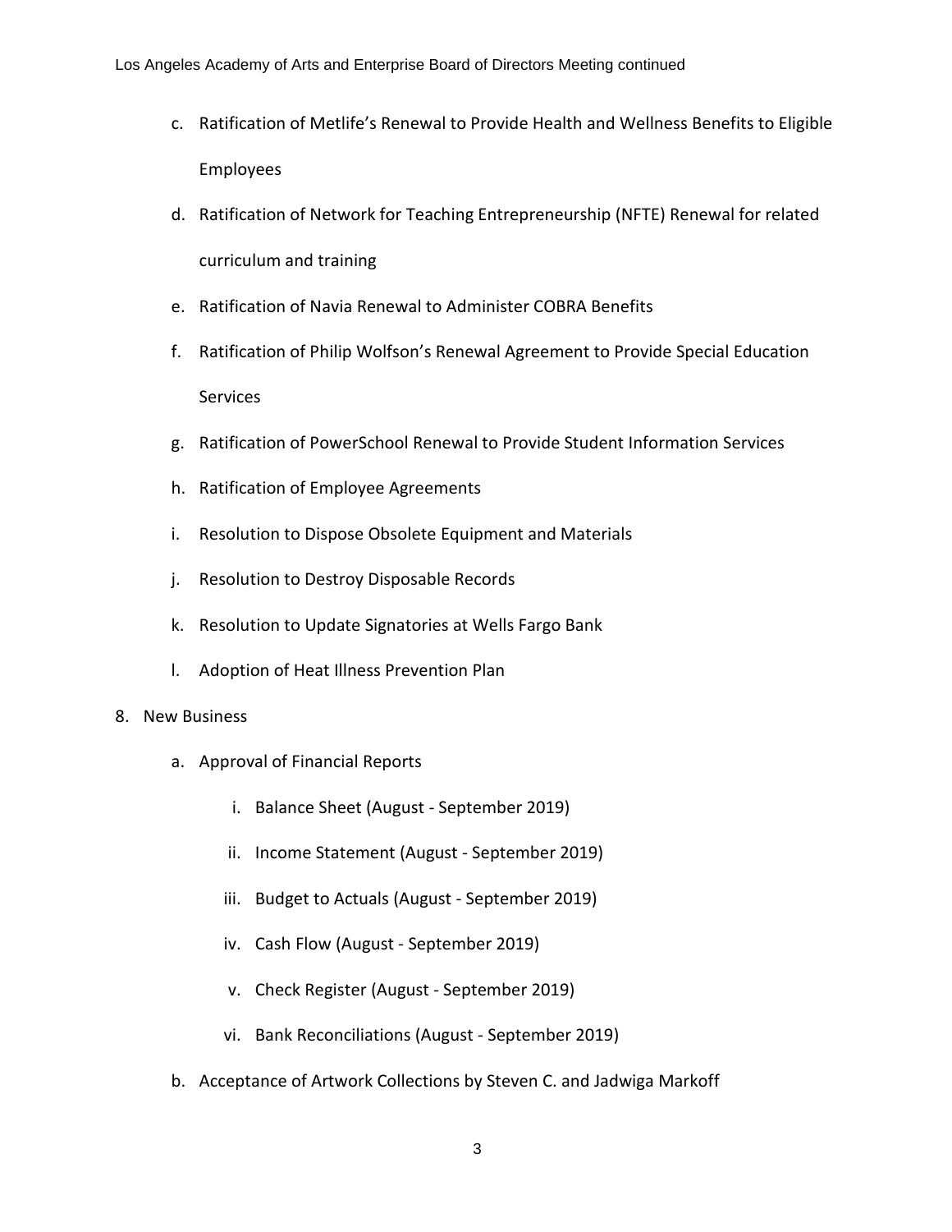c. Ratification of Metlife's Renewal to Provide Health and Wellness Benefits to Eligible Employees

d. Ratification of Network for Teaching Entrepreneurship (NFTE) Renewal for related curriculum and training

e. Ratification of Navia Renewal to Administer COBRA Benefits

f. Ratification of Philip Wolfson's Renewal Agreement to Provide Special Education Services

g. Ratification of PowerSchool Renewal to Provide Student Information Services

h. Ratification of Employee Agreements

i. Resolution to Dispose Obsolete Equipment and Materials

j. Resolution to Destroy Disposable Records

k. Resolution to Update Signatories at Wells Fargo Bank

l. Adoption of Heat Illness Prevention Plan

8. New Business

   a. Approval of Financial Reports

      i. Balance Sheet (August - September 2019)

      ii. Income Statement (August - September 2019)

      iii. Budget to Actuals (August - September 2019)

      iv. Cash Flow (August - September 2019)

      v. Check Register (August - September 2019)

      vi. Bank Reconciliations (August - September 2019)

   b. Acceptance of Artwork Collections by Steven C. and Jadwiga Markoff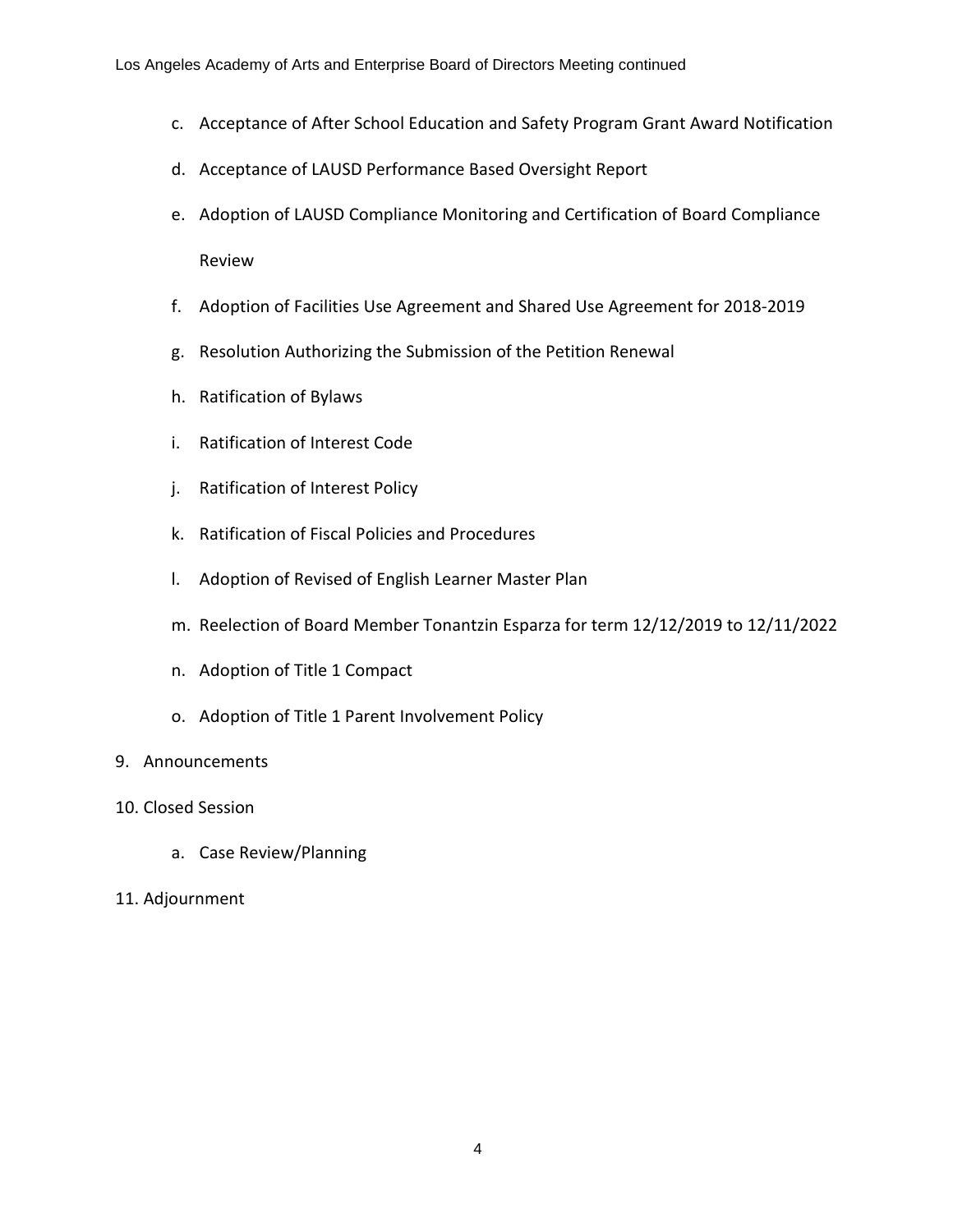c. Acceptance of After School Education and Safety Program Grant Award Notification

d. Acceptance of LAUSD Performance Based Oversight Report

e. Adoption of LAUSD Compliance Monitoring and Certification of Board Compliance Review

f. Adoption of Facilities Use Agreement and Shared Use Agreement for 2018-2019

g. Resolution Authorizing the Submission of the Petition Renewal

h. Ratification of Bylaws

i. Ratification of Interest Code

j. Ratification of Interest Policy

k. Ratification of Fiscal Policies and Procedures

l. Adoption of Revised of English Learner Master Plan

m. Reelection of Board Member Tonantzin Esparza for term 12/12/2019 to 12/11/2022

n. Adoption of Title 1 Compact

o. Adoption of Title 1 Parent Involvement Policy

9. Announcements

10. Closed Session

    a. Case Review/Planning

11. Adjournment